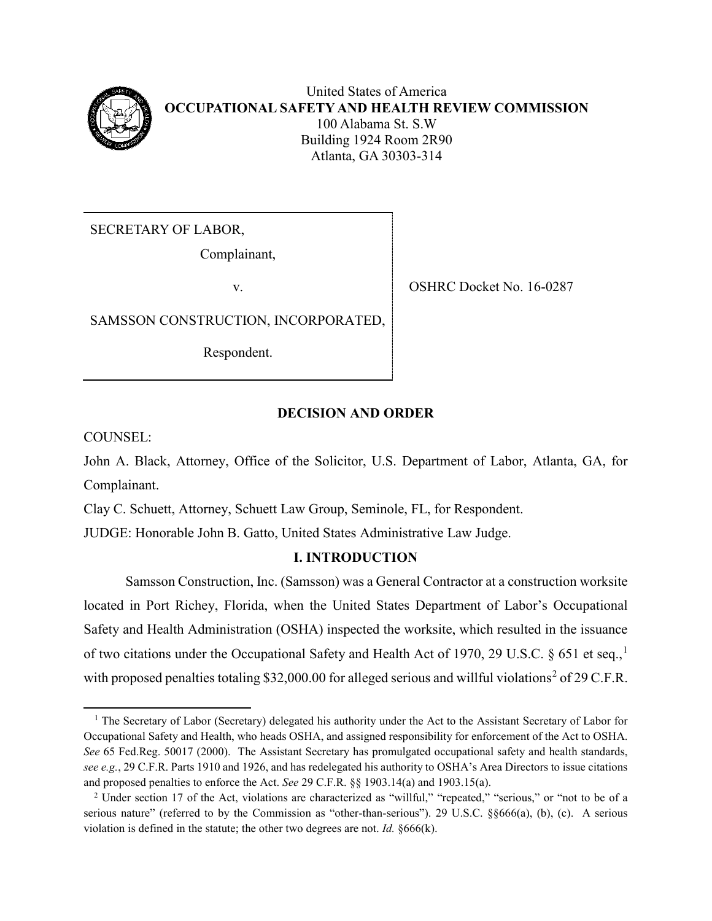United States of America
**OCCUPATIONAL SAFETY AND HEALTH REVIEW COMMISSION**
100 Alabama St. S.W
Building 1924 Room 2R90
Atlanta, GA 30303-314

| | |
|---|---|
| SECRETARY OF LABOR,<br>Complainant,<br>v.<br>SAMSSON CONSTRUCTION, INCORPORATED,<br>Respondent. | OSHRC Docket No. 16-0287 |

## DECISION AND ORDER

COUNSEL:

John A. Black, Attorney, Office of the Solicitor, U.S. Department of Labor, Atlanta, GA, for Complainant.

Clay C. Schuett, Attorney, Schuett Law Group, Seminole, FL, for Respondent.

JUDGE: Honorable John B. Gatto, United States Administrative Law Judge.

## I. INTRODUCTION

Samsson Construction, Inc. (Samsson) was a General Contractor at a construction worksite located in Port Richey, Florida, when the United States Department of Labor's Occupational Safety and Health Administration (OSHA) inspected the worksite, which resulted in the issuance of two citations under the Occupational Safety and Health Act of 1970, 29 U.S.C. § 651 et seq.,[1] with proposed penalties totaling $32,000.00 for alleged serious and willful violations[2] of 29 C.F.R.

---

[1] The Secretary of Labor (Secretary) delegated his authority under the Act to the Assistant Secretary of Labor for Occupational Safety and Health, who heads OSHA, and assigned responsibility for enforcement of the Act to OSHA. *See* 65 Fed.Reg. 50017 (2000). The Assistant Secretary has promulgated occupational safety and health standards, *see e.g.*, 29 C.F.R. Parts 1910 and 1926, and has redelegated his authority to OSHA's Area Directors to issue citations and proposed penalties to enforce the Act. *See* 29 C.F.R. §§ 1903.14(a) and 1903.15(a).

[2] Under section 17 of the Act, violations are characterized as "willful," "repeated," "serious," or "not to be of a serious nature" (referred to by the Commission as "other-than-serious"). 29 U.S.C. §§666(a), (b), (c). A serious violation is defined in the statute; the other two degrees are not. *Id.* §666(k).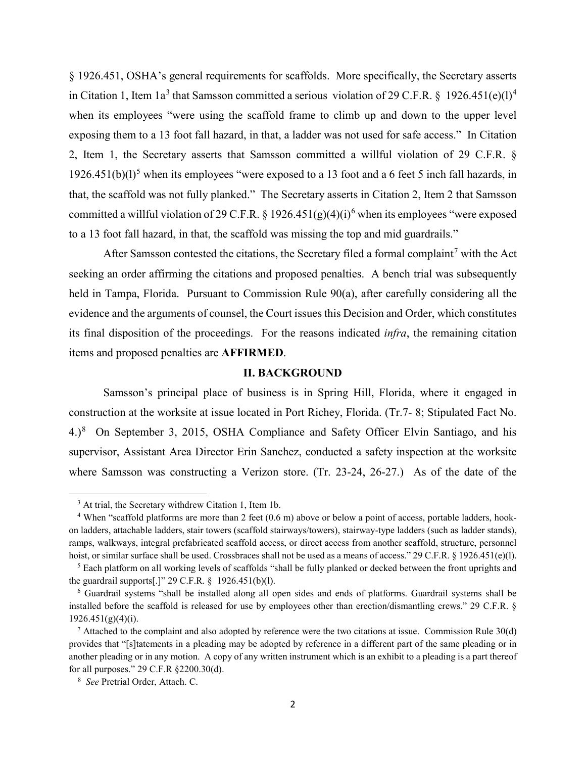§ 1926.451, OSHA's general requirements for scaffolds. More specifically, the Secretary asserts in Citation 1, Item 1a[3] that Samsson committed a serious violation of 29 C.F.R. § 1926.451(e)(l)[4] when its employees "were using the scaffold frame to climb up and down to the upper level exposing them to a 13 foot fall hazard, in that, a ladder was not used for safe access." In Citation 2, Item 1, the Secretary asserts that Samsson committed a willful violation of 29 C.F.R. § 1926.451(b)(l)[5] when its employees "were exposed to a 13 foot and a 6 feet 5 inch fall hazards, in that, the scaffold was not fully planked." The Secretary asserts in Citation 2, Item 2 that Samsson committed a willful violation of 29 C.F.R. § 1926.451(g)(4)(i)[6] when its employees "were exposed to a 13 foot fall hazard, in that, the scaffold was missing the top and mid guardrails."

After Samsson contested the citations, the Secretary filed a formal complaint[7] with the Act seeking an order affirming the citations and proposed penalties. A bench trial was subsequently held in Tampa, Florida. Pursuant to Commission Rule 90(a), after carefully considering all the evidence and the arguments of counsel, the Court issues this Decision and Order, which constitutes its final disposition of the proceedings. For the reasons indicated *infra*, the remaining citation items and proposed penalties are **AFFIRMED**.

## II. BACKGROUND

Samsson's principal place of business is in Spring Hill, Florida, where it engaged in construction at the worksite at issue located in Port Richey, Florida. (Tr.7- 8; Stipulated Fact No. 4.)[8] On September 3, 2015, OSHA Compliance and Safety Officer Elvin Santiago, and his supervisor, Assistant Area Director Erin Sanchez, conducted a safety inspection at the worksite where Samsson was constructing a Verizon store. (Tr. 23-24, 26-27.) As of the date of the

---

[3] At trial, the Secretary withdrew Citation 1, Item 1b.

[4] When "scaffold platforms are more than 2 feet (0.6 m) above or below a point of access, portable ladders, hook-on ladders, attachable ladders, stair towers (scaffold stairways/towers), stairway-type ladders (such as ladder stands), ramps, walkways, integral prefabricated scaffold access, or direct access from another scaffold, structure, personnel hoist, or similar surface shall be used. Crossbraces shall not be used as a means of access." 29 C.F.R. § 1926.451(e)(l).

[5] Each platform on all working levels of scaffolds "shall be fully planked or decked between the front uprights and the guardrail supports[.]" 29 C.F.R. § 1926.451(b)(l).

[6] Guardrail systems "shall be installed along all open sides and ends of platforms. Guardrail systems shall be installed before the scaffold is released for use by employees other than erection/dismantling crews." 29 C.F.R. § 1926.451(g)(4)(i).

[7] Attached to the complaint and also adopted by reference were the two citations at issue. Commission Rule 30(d) provides that "[s]tatements in a pleading may be adopted by reference in a different part of the same pleading or in another pleading or in any motion. A copy of any written instrument which is an exhibit to a pleading is a part thereof for all purposes." 29 C.F.R §2200.30(d).

[8] *See* Pretrial Order, Attach. C.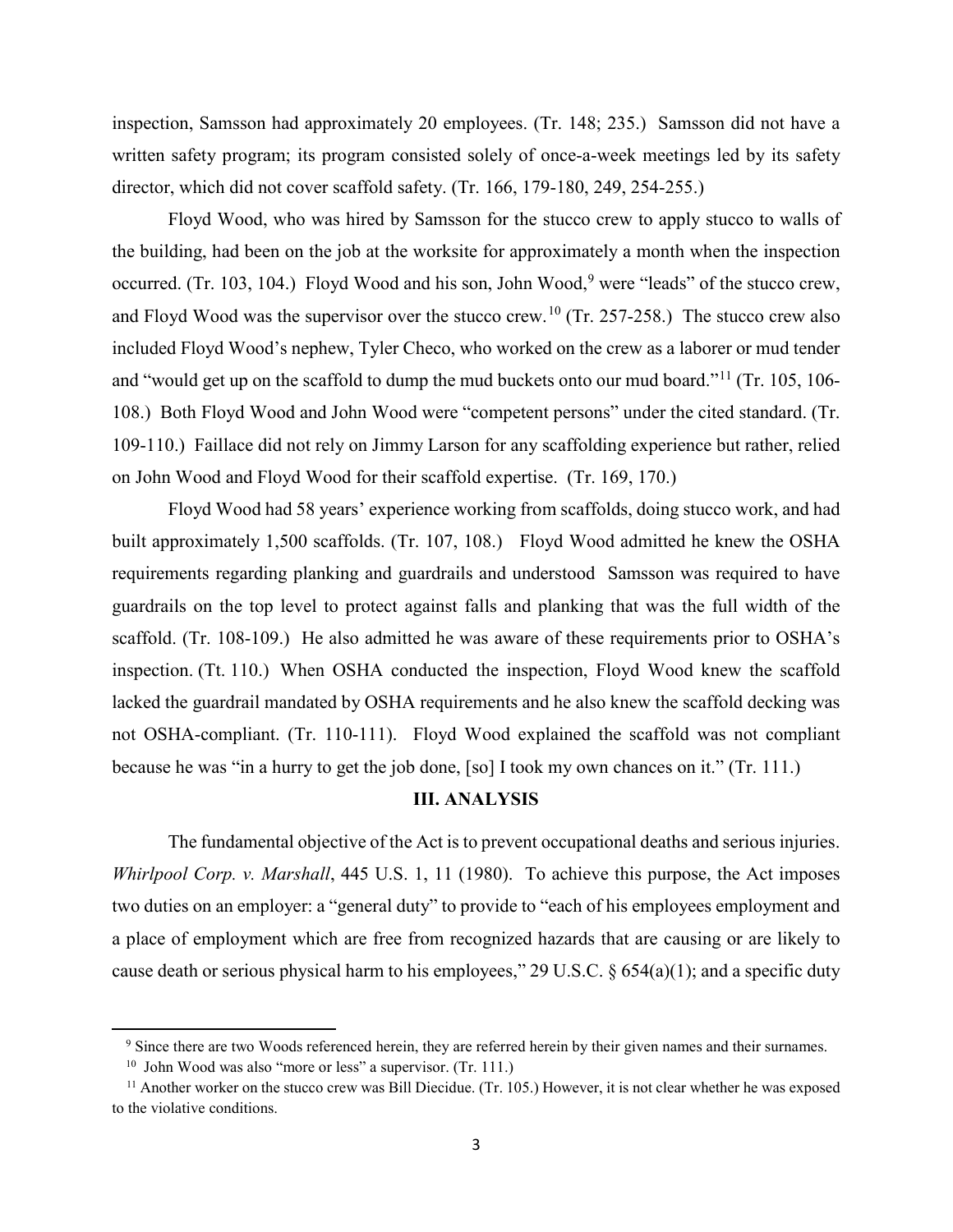inspection, Samsson had approximately 20 employees. (Tr. 148; 235.) Samsson did not have a written safety program; its program consisted solely of once-a-week meetings led by its safety director, which did not cover scaffold safety. (Tr. 166, 179-180, 249, 254-255.)

Floyd Wood, who was hired by Samsson for the stucco crew to apply stucco to walls of the building, had been on the job at the worksite for approximately a month when the inspection occurred. (Tr. 103, 104.) Floyd Wood and his son, John Wood,[9] were "leads" of the stucco crew, and Floyd Wood was the supervisor over the stucco crew.[10] (Tr. 257-258.) The stucco crew also included Floyd Wood's nephew, Tyler Checo, who worked on the crew as a laborer or mud tender and "would get up on the scaffold to dump the mud buckets onto our mud board."[11] (Tr. 105, 106-108.) Both Floyd Wood and John Wood were "competent persons" under the cited standard. (Tr. 109-110.) Faillace did not rely on Jimmy Larson for any scaffolding experience but rather, relied on John Wood and Floyd Wood for their scaffold expertise. (Tr. 169, 170.)

Floyd Wood had 58 years' experience working from scaffolds, doing stucco work, and had built approximately 1,500 scaffolds. (Tr. 107, 108.) Floyd Wood admitted he knew the OSHA requirements regarding planking and guardrails and understood Samsson was required to have guardrails on the top level to protect against falls and planking that was the full width of the scaffold. (Tr. 108-109.) He also admitted he was aware of these requirements prior to OSHA's inspection. (Tt. 110.) When OSHA conducted the inspection, Floyd Wood knew the scaffold lacked the guardrail mandated by OSHA requirements and he also knew the scaffold decking was not OSHA-compliant. (Tr. 110-111). Floyd Wood explained the scaffold was not compliant because he was "in a hurry to get the job done, [so] I took my own chances on it." (Tr. 111.)

## III. ANALYSIS

The fundamental objective of the Act is to prevent occupational deaths and serious injuries. *Whirlpool Corp. v. Marshall*, 445 U.S. 1, 11 (1980). To achieve this purpose, the Act imposes two duties on an employer: a "general duty" to provide to "each of his employees employment and a place of employment which are free from recognized hazards that are causing or are likely to cause death or serious physical harm to his employees," 29 U.S.C. § 654(a)(1); and a specific duty

[9] Since there are two Woods referenced herein, they are referred herein by their given names and their surnames.

[10] John Wood was also "more or less" a supervisor. (Tr. 111.)

[11] Another worker on the stucco crew was Bill Diecidue. (Tr. 105.) However, it is not clear whether he was exposed to the violative conditions.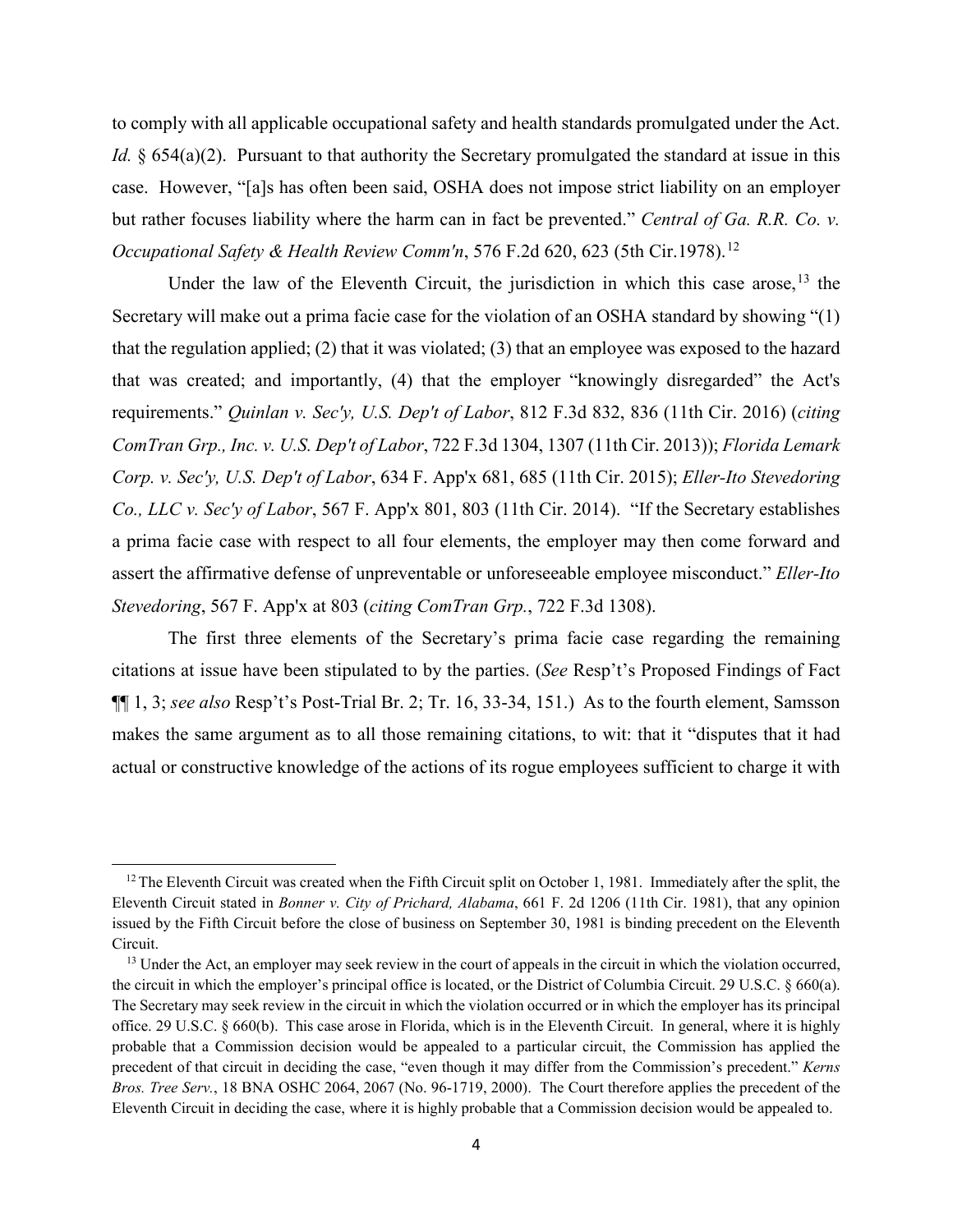to comply with all applicable occupational safety and health standards promulgated under the Act. *Id.* § 654(a)(2). Pursuant to that authority the Secretary promulgated the standard at issue in this case. However, "[a]s has often been said, OSHA does not impose strict liability on an employer but rather focuses liability where the harm can in fact be prevented." *Central of Ga. R.R. Co. v. Occupational Safety & Health Review Comm'n*, 576 F.2d 620, 623 (5th Cir.1978).[12]

Under the law of the Eleventh Circuit, the jurisdiction in which this case arose,[13] the Secretary will make out a prima facie case for the violation of an OSHA standard by showing "(1) that the regulation applied; (2) that it was violated; (3) that an employee was exposed to the hazard that was created; and importantly, (4) that the employer "knowingly disregarded" the Act's requirements." *Quinlan v. Sec'y, U.S. Dep't of Labor*, 812 F.3d 832, 836 (11th Cir. 2016) (*citing ComTran Grp., Inc. v. U.S. Dep't of Labor*, 722 F.3d 1304, 1307 (11th Cir. 2013)); *Florida Lemark Corp. v. Sec'y, U.S. Dep't of Labor*, 634 F. App'x 681, 685 (11th Cir. 2015); *Eller-Ito Stevedoring Co., LLC v. Sec'y of Labor*, 567 F. App'x 801, 803 (11th Cir. 2014). "If the Secretary establishes a prima facie case with respect to all four elements, the employer may then come forward and assert the affirmative defense of unpreventable or unforeseeable employee misconduct." *Eller-Ito Stevedoring*, 567 F. App'x at 803 (*citing ComTran Grp.*, 722 F.3d 1308).

The first three elements of the Secretary's prima facie case regarding the remaining citations at issue have been stipulated to by the parties. (*See* Resp't's Proposed Findings of Fact ¶¶ 1, 3; *see also* Resp't's Post-Trial Br. 2; Tr. 16, 33-34, 151.) As to the fourth element, Samsson makes the same argument as to all those remaining citations, to wit: that it "disputes that it had actual or constructive knowledge of the actions of its rogue employees sufficient to charge it with

---

[12] The Eleventh Circuit was created when the Fifth Circuit split on October 1, 1981. Immediately after the split, the Eleventh Circuit stated in *Bonner v. City of Prichard, Alabama*, 661 F. 2d 1206 (11th Cir. 1981), that any opinion issued by the Fifth Circuit before the close of business on September 30, 1981 is binding precedent on the Eleventh Circuit.

[13] Under the Act, an employer may seek review in the court of appeals in the circuit in which the violation occurred, the circuit in which the employer's principal office is located, or the District of Columbia Circuit. 29 U.S.C. § 660(a). The Secretary may seek review in the circuit in which the violation occurred or in which the employer has its principal office. 29 U.S.C. § 660(b). This case arose in Florida, which is in the Eleventh Circuit. In general, where it is highly probable that a Commission decision would be appealed to a particular circuit, the Commission has applied the precedent of that circuit in deciding the case, "even though it may differ from the Commission's precedent." *Kerns Bros. Tree Serv.*, 18 BNA OSHC 2064, 2067 (No. 96-1719, 2000). The Court therefore applies the precedent of the Eleventh Circuit in deciding the case, where it is highly probable that a Commission decision would be appealed to.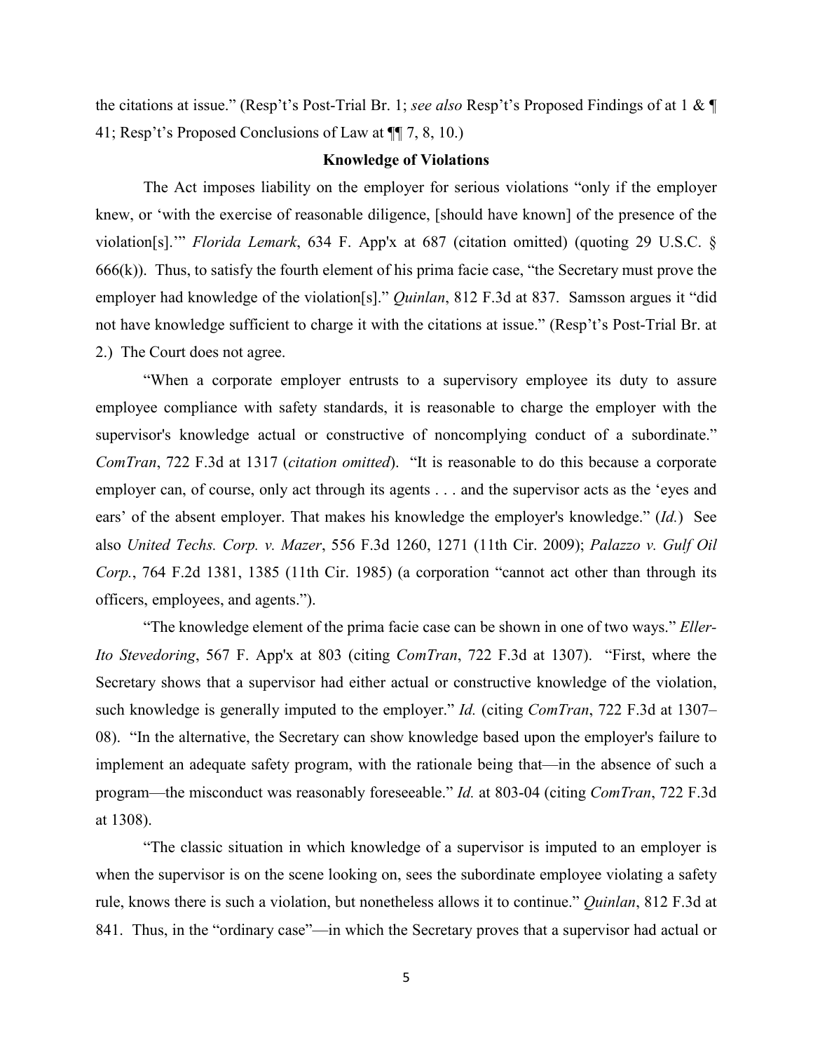the citations at issue." (Resp't's Post-Trial Br. 1; *see also* Resp't's Proposed Findings of at 1 & ¶ 41; Resp't's Proposed Conclusions of Law at ¶¶ 7, 8, 10.)

**Knowledge of Violations**

The Act imposes liability on the employer for serious violations "only if the employer knew, or 'with the exercise of reasonable diligence, [should have known] of the presence of the violation[s].'" *Florida Lemark*, 634 F. App'x at 687 (citation omitted) (quoting 29 U.S.C. § 666(k)). Thus, to satisfy the fourth element of his prima facie case, "the Secretary must prove the employer had knowledge of the violation[s]." *Quinlan*, 812 F.3d at 837. Samsson argues it "did not have knowledge sufficient to charge it with the citations at issue." (Resp't's Post-Trial Br. at 2.) The Court does not agree.

"When a corporate employer entrusts to a supervisory employee its duty to assure employee compliance with safety standards, it is reasonable to charge the employer with the supervisor's knowledge actual or constructive of noncomplying conduct of a subordinate." *ComTran*, 722 F.3d at 1317 (*citation omitted*). "It is reasonable to do this because a corporate employer can, of course, only act through its agents . . . and the supervisor acts as the 'eyes and ears' of the absent employer. That makes his knowledge the employer's knowledge." (*Id.*) See also *United Techs. Corp. v. Mazer*, 556 F.3d 1260, 1271 (11th Cir. 2009); *Palazzo v. Gulf Oil Corp.*, 764 F.2d 1381, 1385 (11th Cir. 1985) (a corporation "cannot act other than through its officers, employees, and agents.").

"The knowledge element of the prima facie case can be shown in one of two ways." *Eller-Ito Stevedoring*, 567 F. App'x at 803 (citing *ComTran*, 722 F.3d at 1307). "First, where the Secretary shows that a supervisor had either actual or constructive knowledge of the violation, such knowledge is generally imputed to the employer." *Id.* (citing *ComTran*, 722 F.3d at 1307–08). "In the alternative, the Secretary can show knowledge based upon the employer's failure to implement an adequate safety program, with the rationale being that—in the absence of such a program—the misconduct was reasonably foreseeable." *Id.* at 803-04 (citing *ComTran*, 722 F.3d at 1308).

"The classic situation in which knowledge of a supervisor is imputed to an employer is when the supervisor is on the scene looking on, sees the subordinate employee violating a safety rule, knows there is such a violation, but nonetheless allows it to continue." *Quinlan*, 812 F.3d at 841. Thus, in the "ordinary case"—in which the Secretary proves that a supervisor had actual or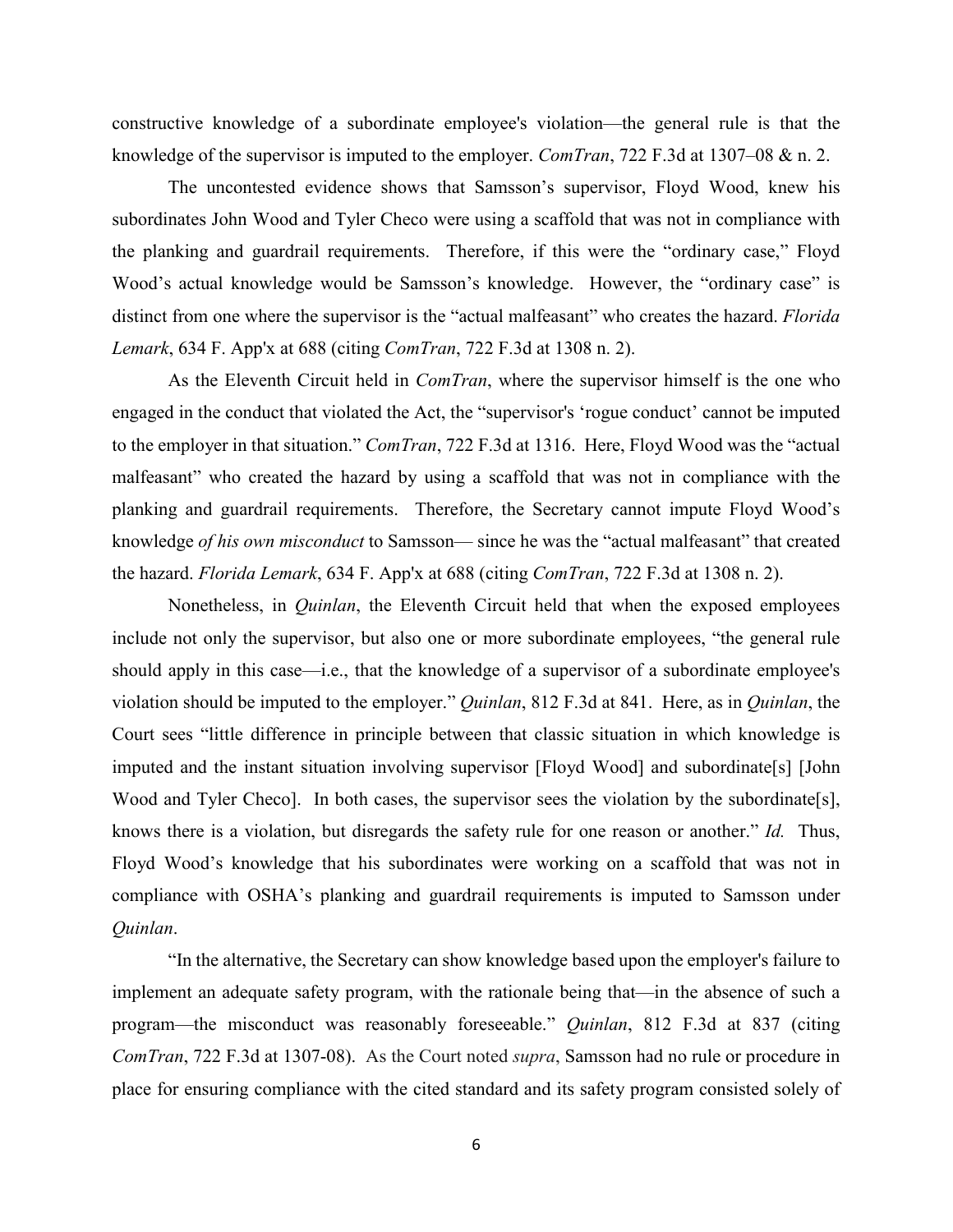constructive knowledge of a subordinate employee's violation—the general rule is that the knowledge of the supervisor is imputed to the employer. *ComTran*, 722 F.3d at 1307–08 & n. 2.

The uncontested evidence shows that Samsson's supervisor, Floyd Wood, knew his subordinates John Wood and Tyler Checo were using a scaffold that was not in compliance with the planking and guardrail requirements. Therefore, if this were the "ordinary case," Floyd Wood's actual knowledge would be Samsson's knowledge. However, the "ordinary case" is distinct from one where the supervisor is the "actual malfeasant" who creates the hazard. *Florida Lemark*, 634 F. App'x at 688 (citing *ComTran*, 722 F.3d at 1308 n. 2).

As the Eleventh Circuit held in *ComTran*, where the supervisor himself is the one who engaged in the conduct that violated the Act, the "supervisor's 'rogue conduct' cannot be imputed to the employer in that situation." *ComTran*, 722 F.3d at 1316. Here, Floyd Wood was the "actual malfeasant" who created the hazard by using a scaffold that was not in compliance with the planking and guardrail requirements. Therefore, the Secretary cannot impute Floyd Wood's knowledge *of his own misconduct* to Samsson— since he was the "actual malfeasant" that created the hazard. *Florida Lemark*, 634 F. App'x at 688 (citing *ComTran*, 722 F.3d at 1308 n. 2).

Nonetheless, in *Quinlan*, the Eleventh Circuit held that when the exposed employees include not only the supervisor, but also one or more subordinate employees, "the general rule should apply in this case—i.e., that the knowledge of a supervisor of a subordinate employee's violation should be imputed to the employer." *Quinlan*, 812 F.3d at 841. Here, as in *Quinlan*, the Court sees "little difference in principle between that classic situation in which knowledge is imputed and the instant situation involving supervisor [Floyd Wood] and subordinate[s] [John Wood and Tyler Checo]. In both cases, the supervisor sees the violation by the subordinate[s], knows there is a violation, but disregards the safety rule for one reason or another." *Id.* Thus, Floyd Wood's knowledge that his subordinates were working on a scaffold that was not in compliance with OSHA's planking and guardrail requirements is imputed to Samsson under *Quinlan*.

"In the alternative, the Secretary can show knowledge based upon the employer's failure to implement an adequate safety program, with the rationale being that—in the absence of such a program—the misconduct was reasonably foreseeable." *Quinlan*, 812 F.3d at 837 (citing *ComTran*, 722 F.3d at 1307-08). As the Court noted *supra*, Samsson had no rule or procedure in place for ensuring compliance with the cited standard and its safety program consisted solely of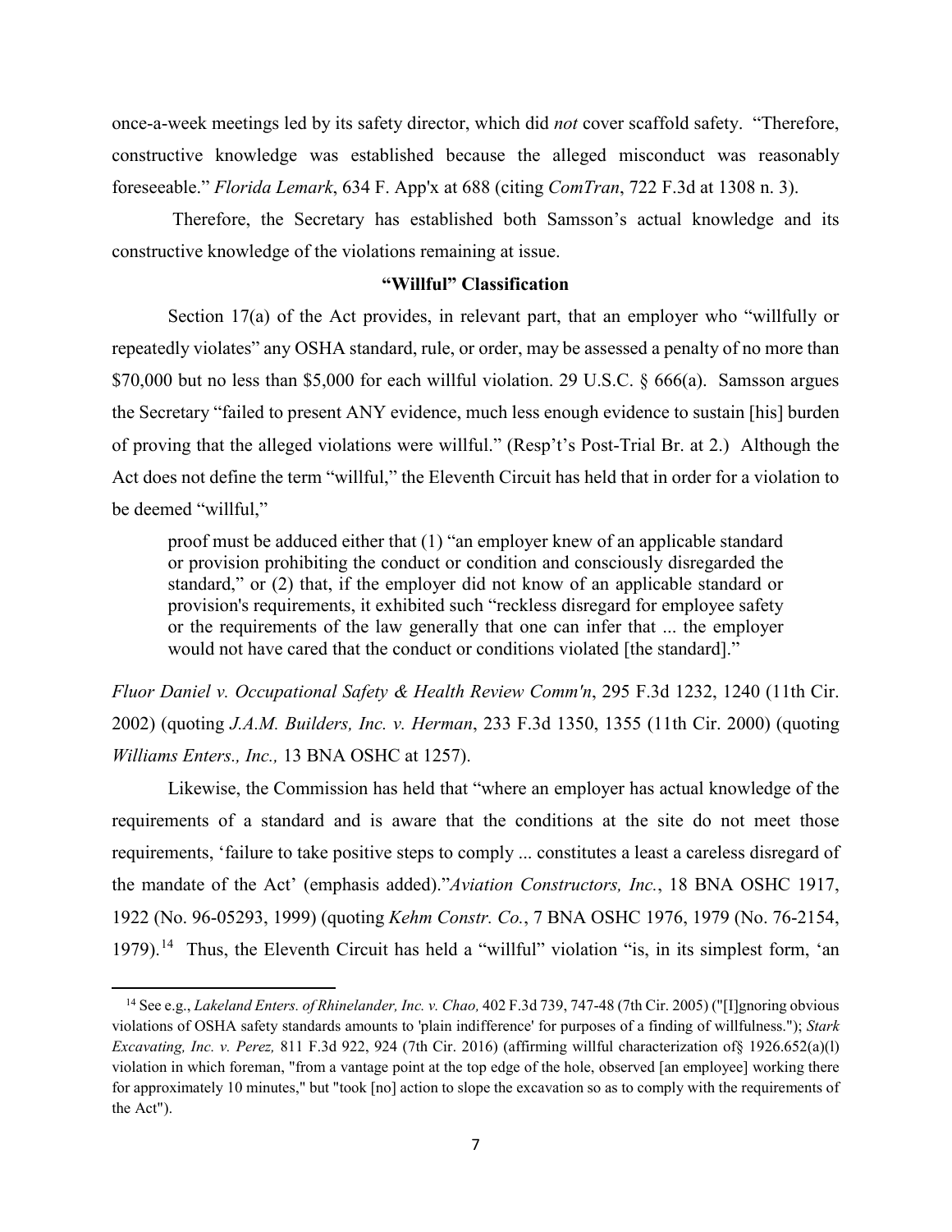once-a-week meetings led by its safety director, which did *not* cover scaffold safety. "Therefore, constructive knowledge was established because the alleged misconduct was reasonably foreseeable." *Florida Lemark*, 634 F. App'x at 688 (citing *ComTran*, 722 F.3d at 1308 n. 3).

Therefore, the Secretary has established both Samsson's actual knowledge and its constructive knowledge of the violations remaining at issue.

**"Willful" Classification**

Section 17(a) of the Act provides, in relevant part, that an employer who "willfully or repeatedly violates" any OSHA standard, rule, or order, may be assessed a penalty of no more than $70,000 but no less than $5,000 for each willful violation. 29 U.S.C. § 666(a). Samsson argues the Secretary "failed to present ANY evidence, much less enough evidence to sustain [his] burden of proving that the alleged violations were willful." (Resp't's Post-Trial Br. at 2.) Although the Act does not define the term "willful," the Eleventh Circuit has held that in order for a violation to be deemed "willful,"

> proof must be adduced either that (1) "an employer knew of an applicable standard or provision prohibiting the conduct or condition and consciously disregarded the standard," or (2) that, if the employer did not know of an applicable standard or provision's requirements, it exhibited such "reckless disregard for employee safety or the requirements of the law generally that one can infer that ... the employer would not have cared that the conduct or conditions violated [the standard]."

*Fluor Daniel v. Occupational Safety & Health Review Comm'n*, 295 F.3d 1232, 1240 (11th Cir. 2002) (quoting *J.A.M. Builders, Inc. v. Herman*, 233 F.3d 1350, 1355 (11th Cir. 2000) (quoting *Williams Enters., Inc.,* 13 BNA OSHC at 1257).

Likewise, the Commission has held that "where an employer has actual knowledge of the requirements of a standard and is aware that the conditions at the site do not meet those requirements, 'failure to take positive steps to comply ... constitutes a least a careless disregard of the mandate of the Act' (emphasis added)."*Aviation Constructors, Inc.*, 18 BNA OSHC 1917, 1922 (No. 96-05293, 1999) (quoting *Kehm Constr. Co.*, 7 BNA OSHC 1976, 1979 (No. 76-2154, 1979).[14] Thus, the Eleventh Circuit has held a "willful" violation "is, in its simplest form, 'an

---

[14] See e.g., *Lakeland Enters. of Rhinelander, Inc. v. Chao,* 402 F.3d 739, 747-48 (7th Cir. 2005) ("[I]gnoring obvious violations of OSHA safety standards amounts to 'plain indifference' for purposes of a finding of willfulness."); *Stark Excavating, Inc. v. Perez,* 811 F.3d 922, 924 (7th Cir. 2016) (affirming willful characterization of§ 1926.652(a)(l) violation in which foreman, "from a vantage point at the top edge of the hole, observed [an employee] working there for approximately 10 minutes," but "took [no] action to slope the excavation so as to comply with the requirements of the Act").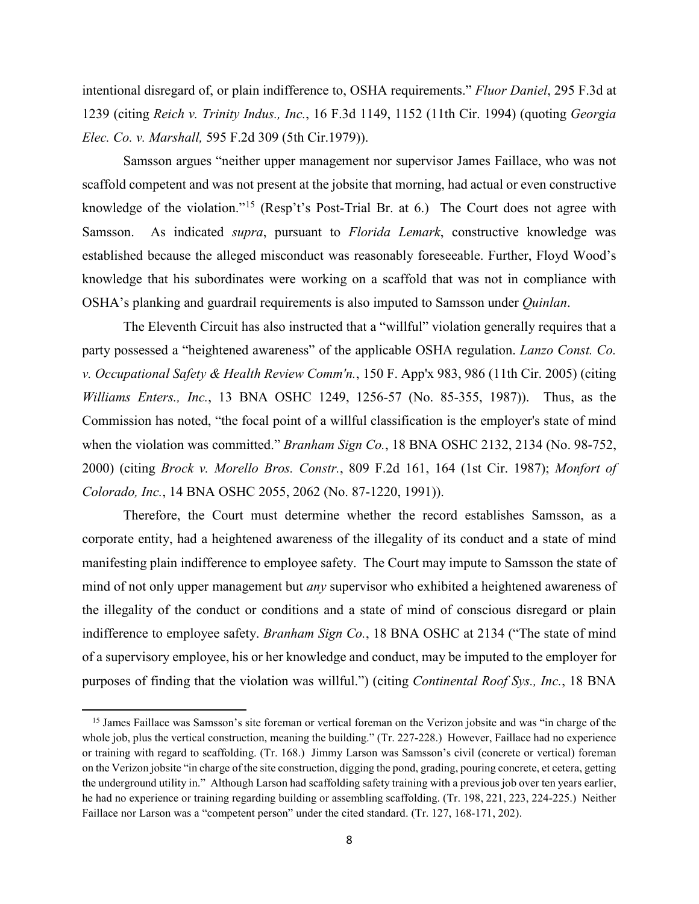intentional disregard of, or plain indifference to, OSHA requirements." *Fluor Daniel*, 295 F.3d at 1239 (citing *Reich v. Trinity Indus., Inc.*, 16 F.3d 1149, 1152 (11th Cir. 1994) (quoting *Georgia Elec. Co. v. Marshall,* 595 F.2d 309 (5th Cir.1979)).

Samsson argues "neither upper management nor supervisor James Faillace, who was not scaffold competent and was not present at the jobsite that morning, had actual or even constructive knowledge of the violation."[15] (Resp't's Post-Trial Br. at 6.) The Court does not agree with Samsson. As indicated *supra*, pursuant to *Florida Lemark*, constructive knowledge was established because the alleged misconduct was reasonably foreseeable. Further, Floyd Wood's knowledge that his subordinates were working on a scaffold that was not in compliance with OSHA's planking and guardrail requirements is also imputed to Samsson under *Quinlan*.

The Eleventh Circuit has also instructed that a "willful" violation generally requires that a party possessed a "heightened awareness" of the applicable OSHA regulation. *Lanzo Const. Co. v. Occupational Safety & Health Review Comm'n.*, 150 F. App'x 983, 986 (11th Cir. 2005) (citing *Williams Enters., Inc.*, 13 BNA OSHC 1249, 1256-57 (No. 85-355, 1987)). Thus, as the Commission has noted, "the focal point of a willful classification is the employer's state of mind when the violation was committed." *Branham Sign Co.*, 18 BNA OSHC 2132, 2134 (No. 98-752, 2000) (citing *Brock v. Morello Bros. Constr.*, 809 F.2d 161, 164 (1st Cir. 1987); *Monfort of Colorado, Inc.*, 14 BNA OSHC 2055, 2062 (No. 87-1220, 1991)).

Therefore, the Court must determine whether the record establishes Samsson, as a corporate entity, had a heightened awareness of the illegality of its conduct and a state of mind manifesting plain indifference to employee safety. The Court may impute to Samsson the state of mind of not only upper management but *any* supervisor who exhibited a heightened awareness of the illegality of the conduct or conditions and a state of mind of conscious disregard or plain indifference to employee safety. *Branham Sign Co.*, 18 BNA OSHC at 2134 ("The state of mind of a supervisory employee, his or her knowledge and conduct, may be imputed to the employer for purposes of finding that the violation was willful.") (citing *Continental Roof Sys., Inc.*, 18 BNA

[15] James Faillace was Samsson's site foreman or vertical foreman on the Verizon jobsite and was "in charge of the whole job, plus the vertical construction, meaning the building." (Tr. 227-228.) However, Faillace had no experience or training with regard to scaffolding. (Tr. 168.) Jimmy Larson was Samsson's civil (concrete or vertical) foreman on the Verizon jobsite "in charge of the site construction, digging the pond, grading, pouring concrete, et cetera, getting the underground utility in." Although Larson had scaffolding safety training with a previous job over ten years earlier, he had no experience or training regarding building or assembling scaffolding. (Tr. 198, 221, 223, 224-225.) Neither Faillace nor Larson was a "competent person" under the cited standard. (Tr. 127, 168-171, 202).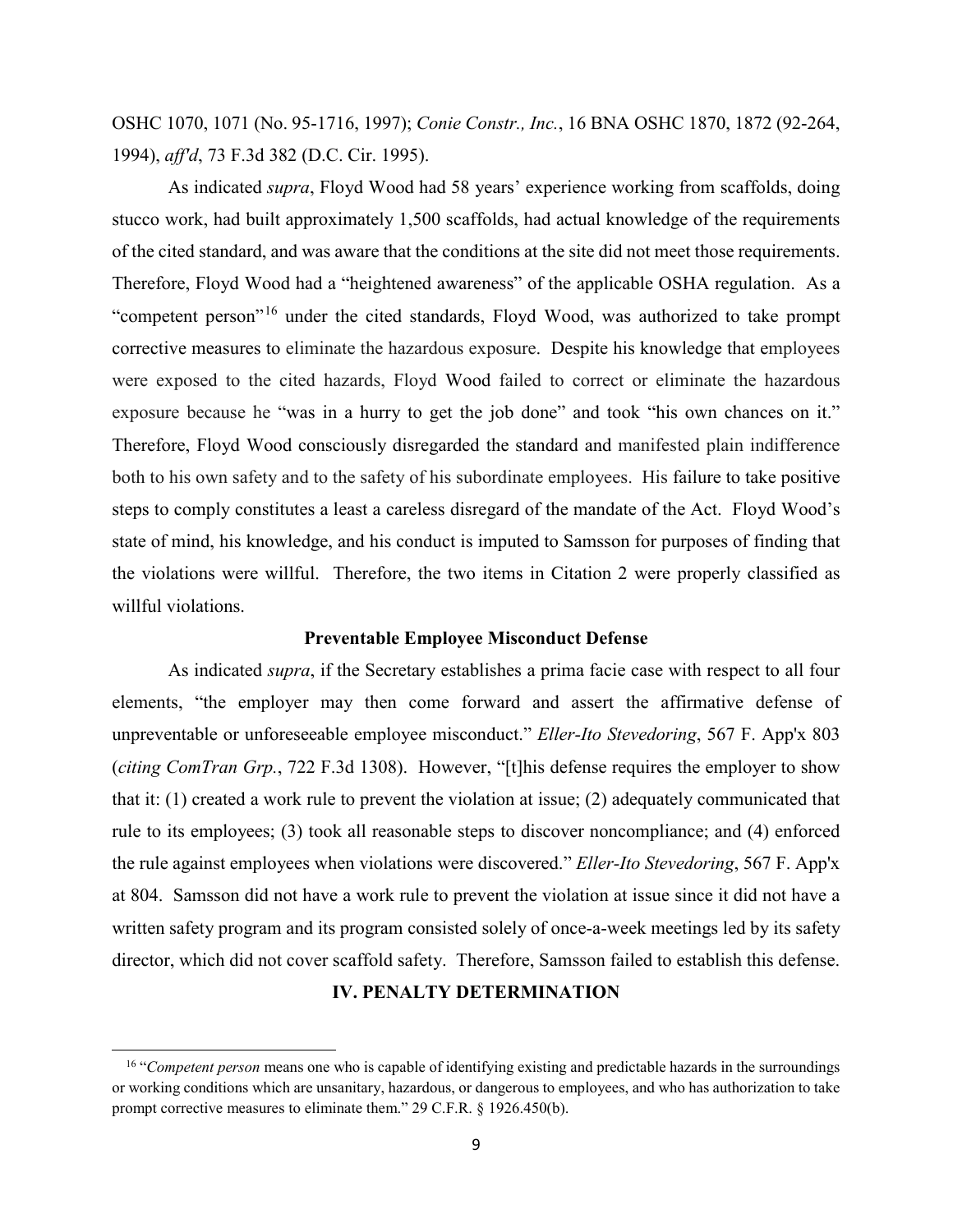OSHC 1070, 1071 (No. 95-1716, 1997); *Conie Constr., Inc.*, 16 BNA OSHC 1870, 1872 (92-264, 1994), *aff'd*, 73 F.3d 382 (D.C. Cir. 1995).

As indicated *supra*, Floyd Wood had 58 years' experience working from scaffolds, doing stucco work, had built approximately 1,500 scaffolds, had actual knowledge of the requirements of the cited standard, and was aware that the conditions at the site did not meet those requirements. Therefore, Floyd Wood had a "heightened awareness" of the applicable OSHA regulation. As a "competent person"[16] under the cited standards, Floyd Wood, was authorized to take prompt corrective measures to eliminate the hazardous exposure. Despite his knowledge that employees were exposed to the cited hazards, Floyd Wood failed to correct or eliminate the hazardous exposure because he "was in a hurry to get the job done" and took "his own chances on it." Therefore, Floyd Wood consciously disregarded the standard and manifested plain indifference both to his own safety and to the safety of his subordinate employees. His failure to take positive steps to comply constitutes a least a careless disregard of the mandate of the Act. Floyd Wood's state of mind, his knowledge, and his conduct is imputed to Samsson for purposes of finding that the violations were willful. Therefore, the two items in Citation 2 were properly classified as willful violations.

### Preventable Employee Misconduct Defense

As indicated *supra*, if the Secretary establishes a prima facie case with respect to all four elements, "the employer may then come forward and assert the affirmative defense of unpreventable or unforeseeable employee misconduct." *Eller-Ito Stevedoring*, 567 F. App'x 803 (*citing ComTran Grp.*, 722 F.3d 1308). However, "[t]his defense requires the employer to show that it: (1) created a work rule to prevent the violation at issue; (2) adequately communicated that rule to its employees; (3) took all reasonable steps to discover noncompliance; and (4) enforced the rule against employees when violations were discovered." *Eller-Ito Stevedoring*, 567 F. App'x at 804. Samsson did not have a work rule to prevent the violation at issue since it did not have a written safety program and its program consisted solely of once-a-week meetings led by its safety director, which did not cover scaffold safety. Therefore, Samsson failed to establish this defense.

## IV. PENALTY DETERMINATION

[16] "*Competent person* means one who is capable of identifying existing and predictable hazards in the surroundings or working conditions which are unsanitary, hazardous, or dangerous to employees, and who has authorization to take prompt corrective measures to eliminate them." 29 C.F.R. § 1926.450(b).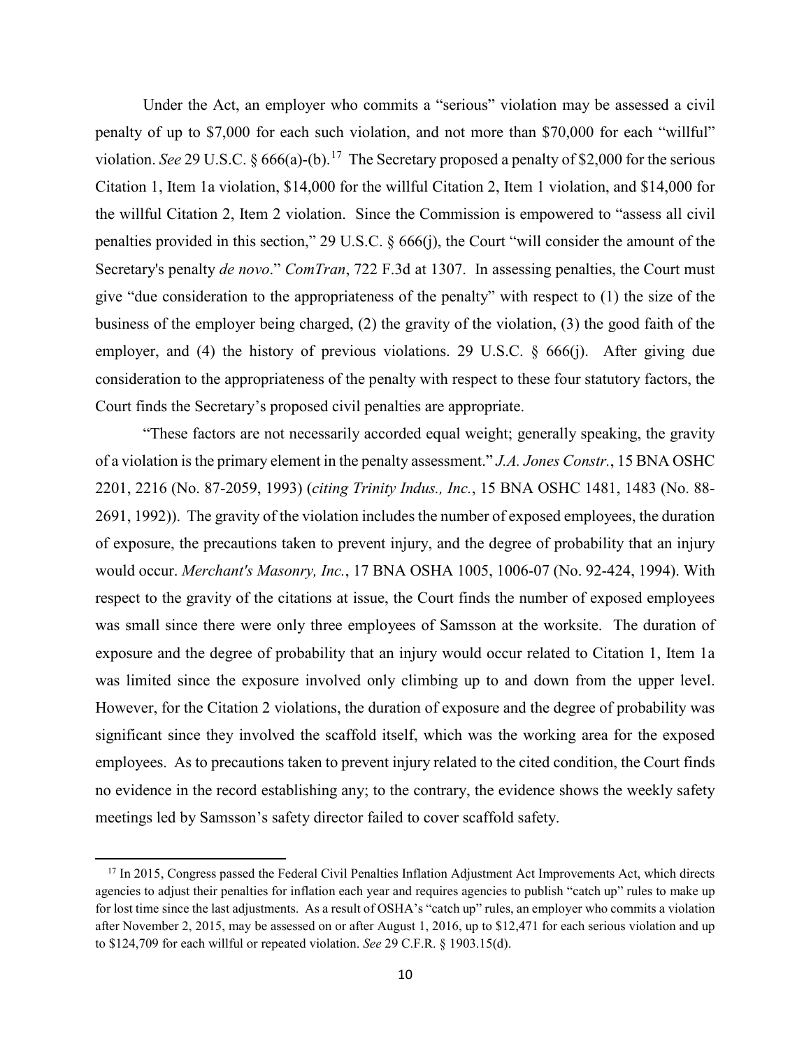Under the Act, an employer who commits a "serious" violation may be assessed a civil penalty of up to $7,000 for each such violation, and not more than $70,000 for each "willful" violation. *See* 29 U.S.C. § 666(a)-(b).[17] The Secretary proposed a penalty of $2,000 for the serious Citation 1, Item 1a violation, $14,000 for the willful Citation 2, Item 1 violation, and $14,000 for the willful Citation 2, Item 2 violation. Since the Commission is empowered to "assess all civil penalties provided in this section," 29 U.S.C. § 666(j), the Court "will consider the amount of the Secretary's penalty *de novo*." *ComTran*, 722 F.3d at 1307. In assessing penalties, the Court must give "due consideration to the appropriateness of the penalty" with respect to (1) the size of the business of the employer being charged, (2) the gravity of the violation, (3) the good faith of the employer, and (4) the history of previous violations. 29 U.S.C. § 666(j). After giving due consideration to the appropriateness of the penalty with respect to these four statutory factors, the Court finds the Secretary's proposed civil penalties are appropriate.

"These factors are not necessarily accorded equal weight; generally speaking, the gravity of a violation is the primary element in the penalty assessment." *J.A. Jones Constr.*, 15 BNA OSHC 2201, 2216 (No. 87-2059, 1993) (*citing Trinity Indus., Inc.*, 15 BNA OSHC 1481, 1483 (No. 88-2691, 1992)). The gravity of the violation includes the number of exposed employees, the duration of exposure, the precautions taken to prevent injury, and the degree of probability that an injury would occur. *Merchant's Masonry, Inc.*, 17 BNA OSHA 1005, 1006-07 (No. 92-424, 1994). With respect to the gravity of the citations at issue, the Court finds the number of exposed employees was small since there were only three employees of Samsson at the worksite. The duration of exposure and the degree of probability that an injury would occur related to Citation 1, Item 1a was limited since the exposure involved only climbing up to and down from the upper level. However, for the Citation 2 violations, the duration of exposure and the degree of probability was significant since they involved the scaffold itself, which was the working area for the exposed employees. As to precautions taken to prevent injury related to the cited condition, the Court finds no evidence in the record establishing any; to the contrary, the evidence shows the weekly safety meetings led by Samsson's safety director failed to cover scaffold safety.

[17] In 2015, Congress passed the Federal Civil Penalties Inflation Adjustment Act Improvements Act, which directs agencies to adjust their penalties for inflation each year and requires agencies to publish "catch up" rules to make up for lost time since the last adjustments. As a result of OSHA's "catch up" rules, an employer who commits a violation after November 2, 2015, may be assessed on or after August 1, 2016, up to $12,471 for each serious violation and up to $124,709 for each willful or repeated violation. *See* 29 C.F.R. § 1903.15(d).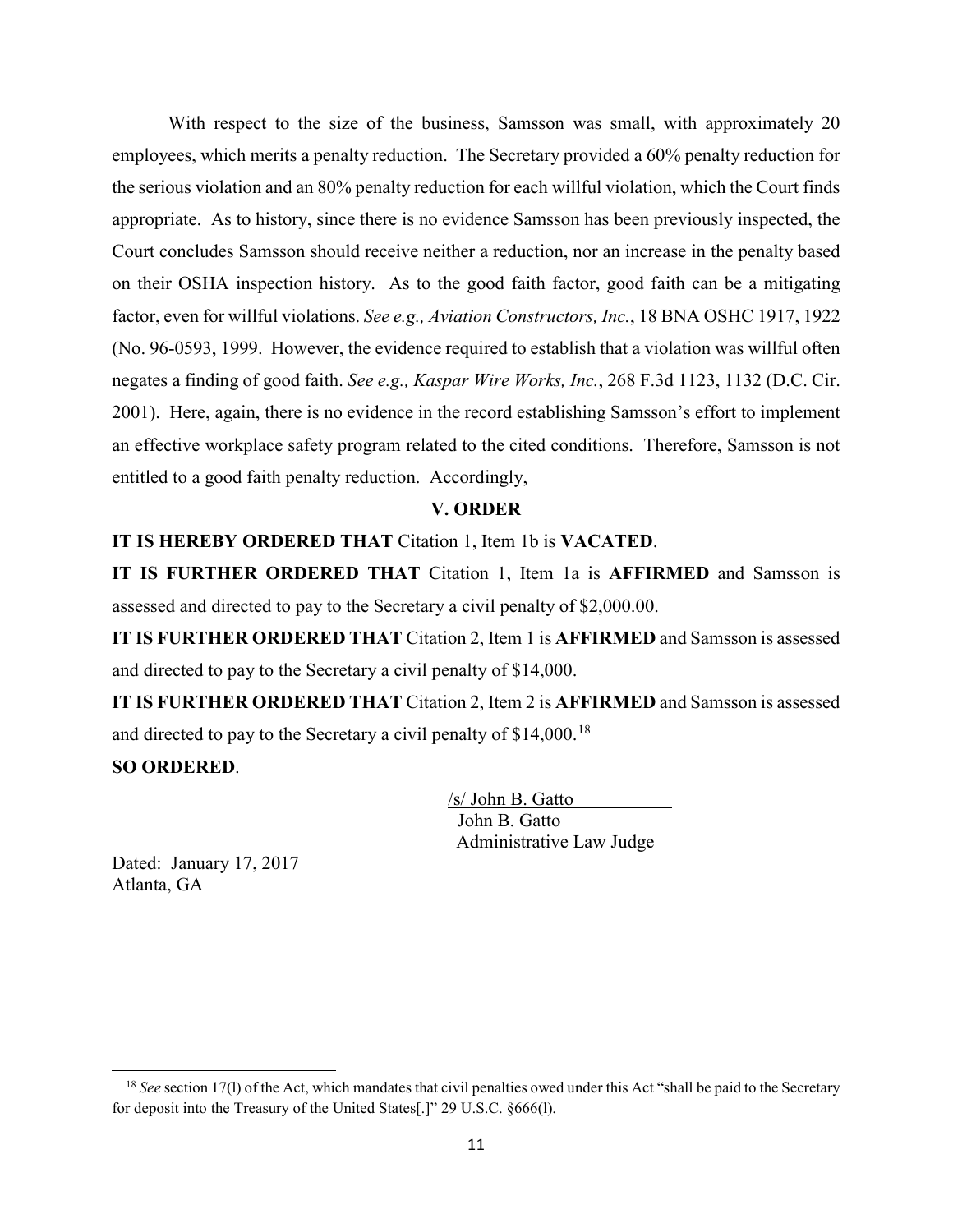With respect to the size of the business, Samsson was small, with approximately 20 employees, which merits a penalty reduction. The Secretary provided a 60% penalty reduction for the serious violation and an 80% penalty reduction for each willful violation, which the Court finds appropriate. As to history, since there is no evidence Samsson has been previously inspected, the Court concludes Samsson should receive neither a reduction, nor an increase in the penalty based on their OSHA inspection history. As to the good faith factor, good faith can be a mitigating factor, even for willful violations. *See e.g., Aviation Constructors, Inc.*, 18 BNA OSHC 1917, 1922 (No. 96-0593, 1999. However, the evidence required to establish that a violation was willful often negates a finding of good faith. *See e.g., Kaspar Wire Works, Inc.*, 268 F.3d 1123, 1132 (D.C. Cir. 2001). Here, again, there is no evidence in the record establishing Samsson's effort to implement an effective workplace safety program related to the cited conditions. Therefore, Samsson is not entitled to a good faith penalty reduction. Accordingly,

## V. ORDER

**IT IS HEREBY ORDERED THAT** Citation 1, Item 1b is **VACATED**.

**IT IS FURTHER ORDERED THAT** Citation 1, Item 1a is **AFFIRMED** and Samsson is assessed and directed to pay to the Secretary a civil penalty of $2,000.00.

**IT IS FURTHER ORDERED THAT** Citation 2, Item 1 is **AFFIRMED** and Samsson is assessed and directed to pay to the Secretary a civil penalty of $14,000.

**IT IS FURTHER ORDERED THAT** Citation 2, Item 2 is **AFFIRMED** and Samsson is assessed and directed to pay to the Secretary a civil penalty of $14,000.[18]

**SO ORDERED**.

/s/ John B. Gatto
John B. Gatto
Administrative Law Judge

Dated: January 17, 2017
Atlanta, GA

---

[18] *See* section 17(l) of the Act, which mandates that civil penalties owed under this Act "shall be paid to the Secretary for deposit into the Treasury of the United States[.]" 29 U.S.C. §666(l).